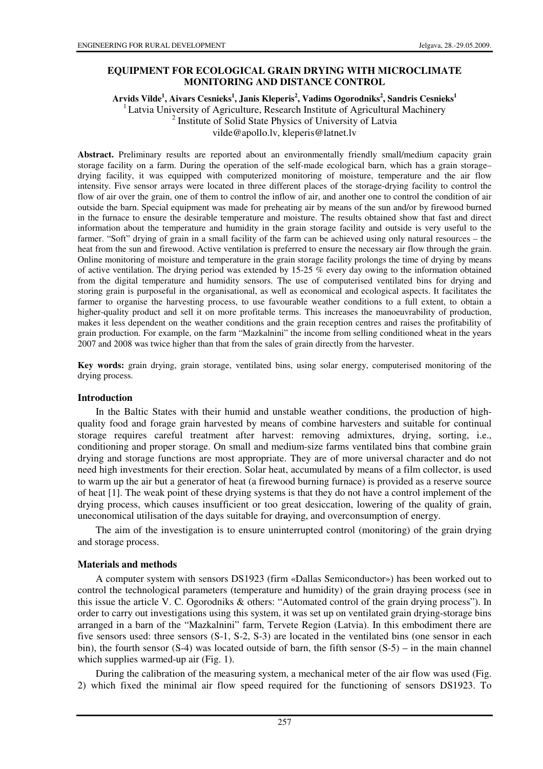# EQUIPMENT FOR ECOLOGICAL GRAIN DRYING WITH MICROCLIMATE MONITORING AND DISTANCE CONTROL

**Arvids Vilde[1], Aivars Cesnieks[1], Janis Kleperis[2], Vadims Ogorodniks[2], Sandris Cesnieks[1]**

[1] Latvia University of Agriculture, Research Institute of Agricultural Machinery
[2] Institute of Solid State Physics of University of Latvia
vilde@apollo.lv, kleperis@latnet.lv

**Abstract.** Preliminary results are reported about an environmentally friendly small/medium capacity grain storage facility on a farm. During the operation of the self-made ecological barn, which has a grain storage–drying facility, it was equipped with computerized monitoring of moisture, temperature and the air flow intensity. Five sensor arrays were located in three different places of the storage-drying facility to control the flow of air over the grain, one of them to control the inflow of air, and another one to control the condition of air outside the barn. Special equipment was made for preheating air by means of the sun and/or by firewood burned in the furnace to ensure the desirable temperature and moisture. The results obtained show that fast and direct information about the temperature and humidity in the grain storage facility and outside is very useful to the farmer. "Soft" drying of grain in a small facility of the farm can be achieved using only natural resources – the heat from the sun and firewood. Active ventilation is preferred to ensure the necessary air flow through the grain. Online monitoring of moisture and temperature in the grain storage facility prolongs the time of drying by means of active ventilation. The drying period was extended by 15-25 % every day owing to the information obtained from the digital temperature and humidity sensors. The use of computerised ventilated bins for drying and storing grain is purposeful in the organisational, as well as economical and ecological aspects. It facilitates the farmer to organise the harvesting process, to use favourable weather conditions to a full extent, to obtain a higher-quality product and sell it on more profitable terms. This increases the manoeuvrability of production, makes it less dependent on the weather conditions and the grain reception centres and raises the profitability of grain production. For example, on the farm "Mazkalnini" the income from selling conditioned wheat in the years 2007 and 2008 was twice higher than that from the sales of grain directly from the harvester.

**Key words:** grain drying, grain storage, ventilated bins, using solar energy, computerised monitoring of the drying process.

## Introduction

In the Baltic States with their humid and unstable weather conditions, the production of high-quality food and forage grain harvested by means of combine harvesters and suitable for continual storage requires careful treatment after harvest: removing admixtures, drying, sorting, i.e., conditioning and proper storage. On small and medium-size farms ventilated bins that combine grain drying and storage functions are most appropriate. They are of more universal character and do not need high investments for their erection. Solar heat, accumulated by means of a film collector, is used to warm up the air but a generator of heat (a firewood burning furnace) is provided as a reserve source of heat [1]. The weak point of these drying systems is that they do not have a control implement of the drying process, which causes insufficient or too great desiccation, lowering of the quality of grain, uneconomical utilisation of the days suitable for draying, and overconsumption of energy.

The aim of the investigation is to ensure uninterrupted control (monitoring) of the grain drying and storage process.

## Materials and methods

A computer system with sensors DS1923 (firm «Dallas Semiconductor») has been worked out to control the technological parameters (temperature and humidity) of the grain draying process (see in this issue the article V. C. Ogorodniks & others: "Automated control of the grain drying process"). In order to carry out investigations using this system, it was set up on ventilated grain drying-storage bins arranged in a barn of the "Mazkalnini" farm, Tervete Region (Latvia). In this embodiment there are five sensors used: three sensors (S-1, S-2, S-3) are located in the ventilated bins (one sensor in each bin), the fourth sensor (S-4) was located outside of barn, the fifth sensor (S-5) – in the main channel which supplies warmed-up air (Fig. 1).

During the calibration of the measuring system, a mechanical meter of the air flow was used (Fig. 2) which fixed the minimal air flow speed required for the functioning of sensors DS1923. To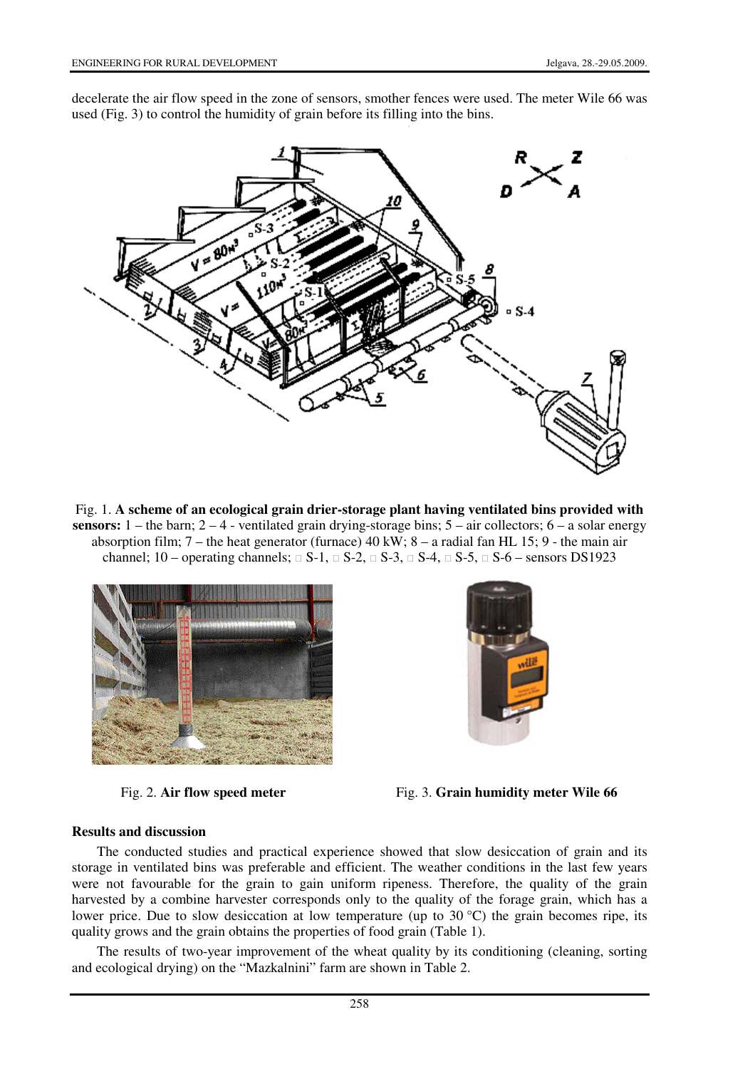decelerate the air flow speed in the zone of sensors, smother fences were used. The meter Wile 66 was used (Fig. 3) to control the humidity of grain before its filling into the bins.

Fig. 1. **A scheme of an ecological grain drier-storage plant having ventilated bins provided with sensors:** 1 – the barn; 2 – 4 - ventilated grain drying-storage bins; 5 – air collectors; 6 – a solar energy absorption film; 7 – the heat generator (furnace) 40 kW; 8 – a radial fan HL 15; 9 - the main air channel; 10 – operating channels; □ S-1, □ S-2, □ S-3, □ S-4, □ S-5, □ S-6 – sensors DS1923

Fig. 2. **Air flow speed meter**

Fig. 3. **Grain humidity meter Wile 66**

## Results and discussion

The conducted studies and practical experience showed that slow desiccation of grain and its storage in ventilated bins was preferable and efficient. The weather conditions in the last few years were not favourable for the grain to gain uniform ripeness. Therefore, the quality of the grain harvested by a combine harvester corresponds only to the quality of the forage grain, which has a lower price. Due to slow desiccation at low temperature (up to 30 °C) the grain becomes ripe, its quality grows and the grain obtains the properties of food grain (Table 1).

The results of two-year improvement of the wheat quality by its conditioning (cleaning, sorting and ecological drying) on the "Mazkalnini" farm are shown in Table 2.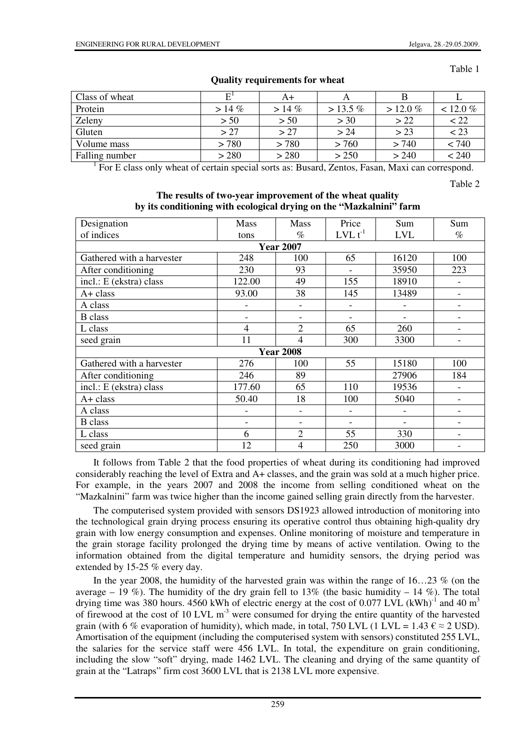Table 1

**Quality requirements for wheat**

| Class of wheat | E[1] | A+ | A | B | L |
|---|---|---|---|---|---|
| Protein | > 14 % | > 14 % | > 13.5 % | > 12.0 % | < 12.0 % |
| Zeleny | > 50 | > 50 | > 30 | > 22 | < 22 |
| Gluten | > 27 | > 27 | > 24 | > 23 | < 23 |
| Volume mass | > 780 | > 780 | > 760 | > 740 | < 740 |
| Falling number | > 280 | > 280 | > 250 | > 240 | < 240 |

[1] For E class only wheat of certain special sorts as: Busard, Zentos, Fasan, Maxi can correspond.

Table 2

**The results of two-year improvement of the wheat quality by its conditioning with ecological drying on the "Mazkalnini" farm**

| Designation of indices | Mass tons | Mass % | Price LVL $t^{-1}$ | Sum LVL | Sum % |
|---|---|---|---|---|---|
| **Year 2007** | | | | | |
| Gathered with a harvester | 248 | 100 | 65 | 16120 | 100 |
| After conditioning | 230 | 93 | - | 35950 | 223 |
| incl.: E (ekstra) class | 122.00 | 49 | 155 | 18910 | - |
| A+ class | 93.00 | 38 | 145 | 13489 | - |
| A class | - | - | - | - | - |
| B class | - | - | - | - | - |
| L class | 4 | 2 | 65 | 260 | - |
| seed grain | 11 | 4 | 300 | 3300 | - |
| **Year 2008** | | | | | |
| Gathered with a harvester | 276 | 100 | 55 | 15180 | 100 |
| After conditioning | 246 | 89 | | 27906 | 184 |
| incl.: E (ekstra) class | 177.60 | 65 | 110 | 19536 | - |
| A+ class | 50.40 | 18 | 100 | 5040 | - |
| A class | - | - | - | - | - |
| B class | - | - | - | - | - |
| L class | 6 | 2 | 55 | 330 | - |
| seed grain | 12 | 4 | 250 | 3000 | - |

It follows from Table 2 that the food properties of wheat during its conditioning had improved considerably reaching the level of Extra and A+ classes, and the grain was sold at a much higher price. For example, in the years 2007 and 2008 the income from selling conditioned wheat on the "Mazkalnini" farm was twice higher than the income gained selling grain directly from the harvester.

The computerised system provided with sensors DS1923 allowed introduction of monitoring into the technological grain drying process ensuring its operative control thus obtaining high-quality dry grain with low energy consumption and expenses. Online monitoring of moisture and temperature in the grain storage facility prolonged the drying time by means of active ventilation. Owing to the information obtained from the digital temperature and humidity sensors, the drying period was extended by 15-25 % every day.

In the year 2008, the humidity of the harvested grain was within the range of 16…23 % (on the average – 19 %). The humidity of the dry grain fell to 13% (the basic humidity – 14 %). The total drying time was 380 hours. 4560 kWh of electric energy at the cost of 0.077 LVL $(kWh)^{-1}$ and 40 $m^3$ of firewood at the cost of 10 LVL $m^{-3}$ were consumed for drying the entire quantity of the harvested grain (with 6 % evaporation of humidity), which made, in total, 750 LVL (1 LVL = 1.43 € ≈ 2 USD). Amortisation of the equipment (including the computerised system with sensors) constituted 255 LVL, the salaries for the service staff were 456 LVL. In total, the expenditure on grain conditioning, including the slow "soft" drying, made 1462 LVL. The cleaning and drying of the same quantity of grain at the "Latraps" firm cost 3600 LVL that is 2138 LVL more expensive.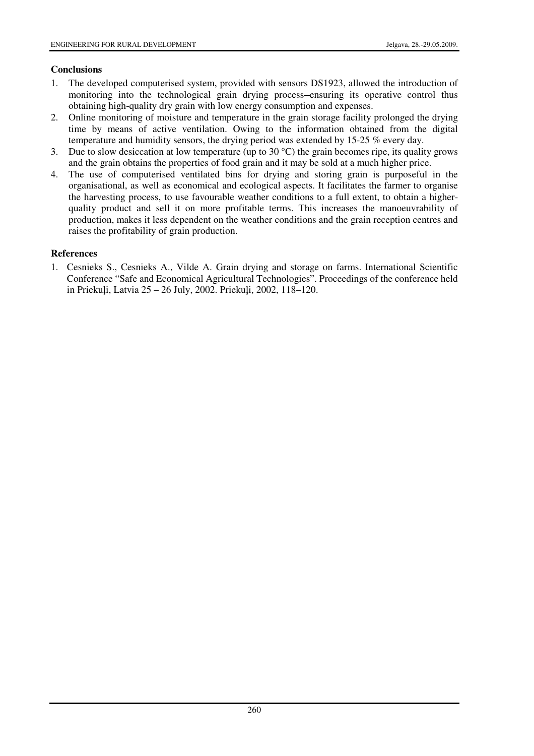## Conclusions

1. The developed computerised system, provided with sensors DS1923, allowed the introduction of monitoring into the technological grain drying process–ensuring its operative control thus obtaining high-quality dry grain with low energy consumption and expenses.
2. Online monitoring of moisture and temperature in the grain storage facility prolonged the drying time by means of active ventilation. Owing to the information obtained from the digital temperature and humidity sensors, the drying period was extended by 15-25 % every day.
3. Due to slow desiccation at low temperature (up to 30 °C) the grain becomes ripe, its quality grows and the grain obtains the properties of food grain and it may be sold at a much higher price.
4. The use of computerised ventilated bins for drying and storing grain is purposeful in the organisational, as well as economical and ecological aspects. It facilitates the farmer to organise the harvesting process, to use favourable weather conditions to a full extent, to obtain a higher-quality product and sell it on more profitable terms. This increases the manoeuvrability of production, makes it less dependent on the weather conditions and the grain reception centres and raises the profitability of grain production.

## References

1. Cesnieks S., Cesnieks A., Vilde A. Grain drying and storage on farms. International Scientific Conference "Safe and Economical Agricultural Technologies". Proceedings of the conference held in Priekuļi, Latvia 25 – 26 July, 2002. Priekuļi, 2002, 118–120.